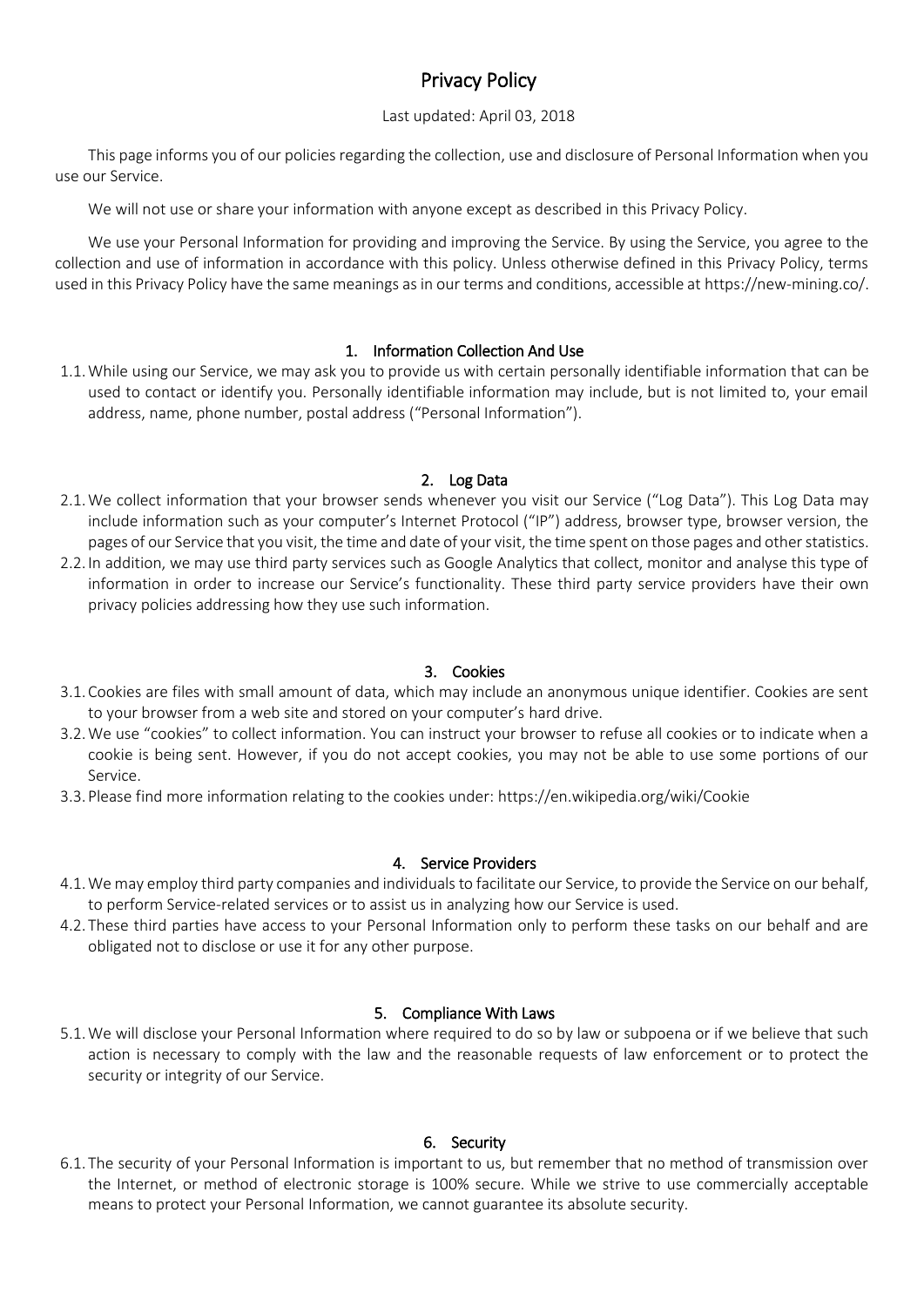# Privacy Policy

Last updated: April 03, 2018

This page informs you of our policies regarding the collection, use and disclosure of Personal Information when you use our Service.

We will not use or share your information with anyone except as described in this Privacy Policy.

We use your Personal Information for providing and improving the Service. By using the Service, you agree to the collection and use of information in accordance with this policy. Unless otherwise defined in this Privacy Policy, terms used in this Privacy Policy have the same meanings as in our terms and conditions, accessible at https://new-mining.co/.

## 1. Information Collection And Use

1.1. While using our Service, we may ask you to provide us with certain personally identifiable information that can be used to contact or identify you. Personally identifiable information may include, but is not limited to, your email address, name, phone number, postal address ("Personal Information").

## 2. Log Data

2.1. We collect information that your browser sends whenever you visit our Service ("Log Data"). This Log Data may include information such as your computer's Internet Protocol ("IP") address, browser type, browser version, the pages of our Service that you visit, the time and date of your visit, the time spent on those pages and other statistics.

2.2. In addition, we may use third party services such as Google Analytics that collect, monitor and analyse this type of information in order to increase our Service's functionality. These third party service providers have their own privacy policies addressing how they use such information.

## 3. Cookies

3.1. Cookies are files with small amount of data, which may include an anonymous unique identifier. Cookies are sent to your browser from a web site and stored on your computer's hard drive.

3.2. We use "cookies" to collect information. You can instruct your browser to refuse all cookies or to indicate when a cookie is being sent. However, if you do not accept cookies, you may not be able to use some portions of our Service.

3.3. Please find more information relating to the cookies under: https://en.wikipedia.org/wiki/Cookie

## 4. Service Providers

4.1. We may employ third party companies and individuals to facilitate our Service, to provide the Service on our behalf, to perform Service-related services or to assist us in analyzing how our Service is used.

4.2. These third parties have access to your Personal Information only to perform these tasks on our behalf and are obligated not to disclose or use it for any other purpose.

## 5. Compliance With Laws

5.1. We will disclose your Personal Information where required to do so by law or subpoena or if we believe that such action is necessary to comply with the law and the reasonable requests of law enforcement or to protect the security or integrity of our Service.

## 6. Security

6.1. The security of your Personal Information is important to us, but remember that no method of transmission over the Internet, or method of electronic storage is 100% secure. While we strive to use commercially acceptable means to protect your Personal Information, we cannot guarantee its absolute security.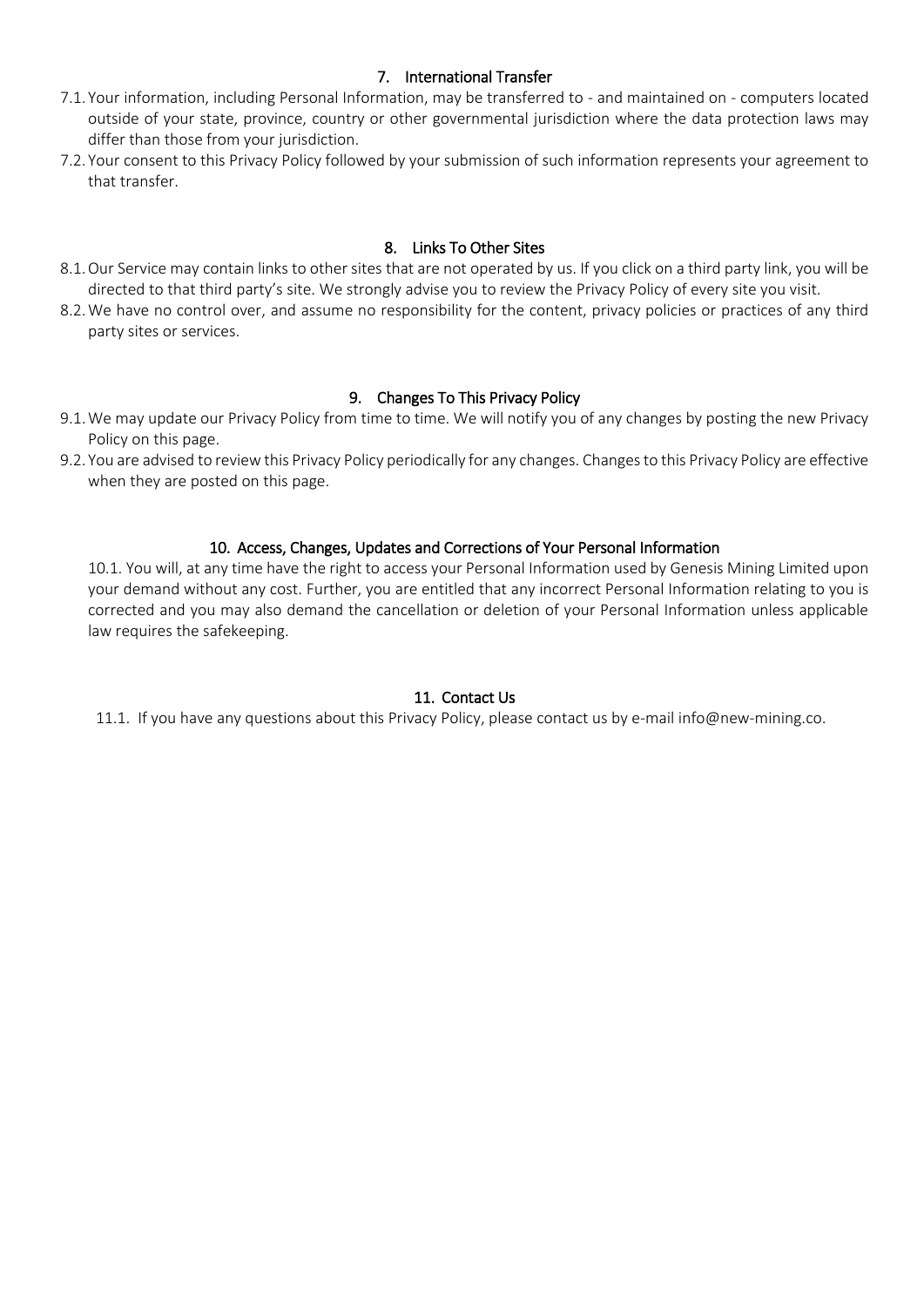## 7. International Transfer

7.1. Your information, including Personal Information, may be transferred to - and maintained on - computers located outside of your state, province, country or other governmental jurisdiction where the data protection laws may differ than those from your jurisdiction.

7.2. Your consent to this Privacy Policy followed by your submission of such information represents your agreement to that transfer.

## 8. Links To Other Sites

8.1. Our Service may contain links to other sites that are not operated by us. If you click on a third party link, you will be directed to that third party's site. We strongly advise you to review the Privacy Policy of every site you visit.

8.2. We have no control over, and assume no responsibility for the content, privacy policies or practices of any third party sites or services.

## 9. Changes To This Privacy Policy

9.1. We may update our Privacy Policy from time to time. We will notify you of any changes by posting the new Privacy Policy on this page.

9.2. You are advised to review this Privacy Policy periodically for any changes. Changes to this Privacy Policy are effective when they are posted on this page.

## 10. Access, Changes, Updates and Corrections of Your Personal Information

10.1. You will, at any time have the right to access your Personal Information used by Genesis Mining Limited upon your demand without any cost. Further, you are entitled that any incorrect Personal Information relating to you is corrected and you may also demand the cancellation or deletion of your Personal Information unless applicable law requires the safekeeping.

## 11. Contact Us

11.1. If you have any questions about this Privacy Policy, please contact us by e-mail info@new-mining.co.